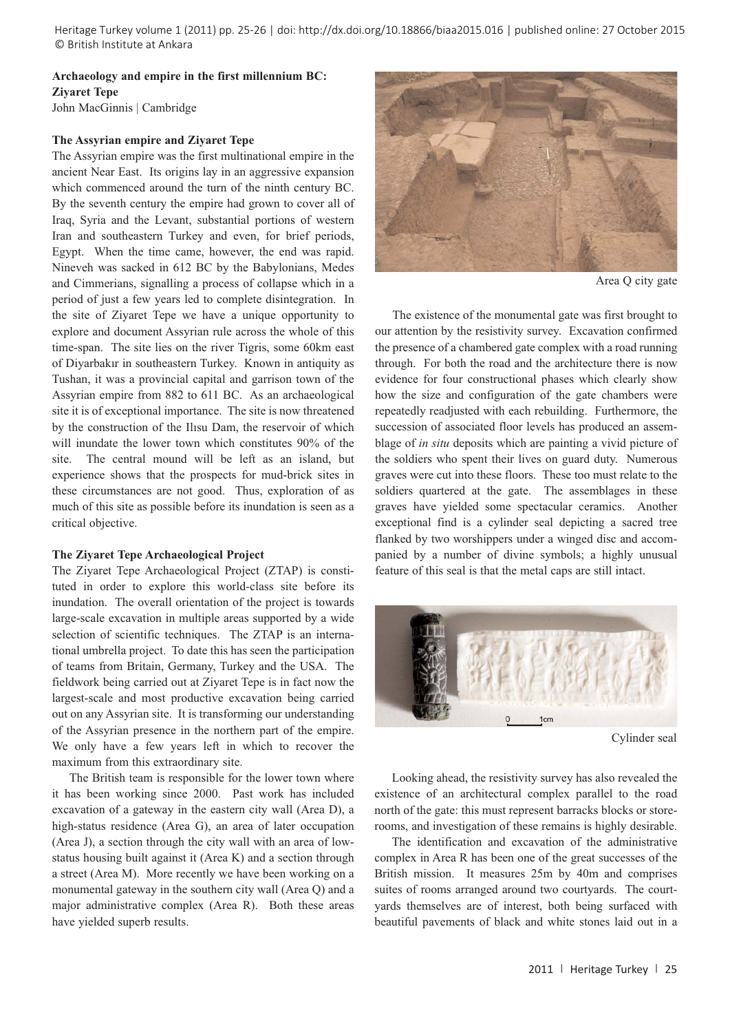**Archaeology and empire in the first millennium BC: Ziyaret Tepe**
John MacGinnis | Cambridge

**The Assyrian empire and Ziyaret Tepe**

The Assyrian empire was the first multinational empire in the ancient Near East. Its origins lay in an aggressive expansion which commenced around the turn of the ninth century BC. By the seventh century the empire had grown to cover all of Iraq, Syria and the Levant, substantial portions of western Iran and southeastern Turkey and even, for brief periods, Egypt. When the time came, however, the end was rapid. Nineveh was sacked in 612 BC by the Babylonians, Medes and Cimmerians, signalling a process of collapse which in a period of just a few years led to complete disintegration. In the site of Ziyaret Tepe we have a unique opportunity to explore and document Assyrian rule across the whole of this time-span. The site lies on the river Tigris, some 60km east of Diyarbakır in southeastern Turkey. Known in antiquity as Tushan, it was a provincial capital and garrison town of the Assyrian empire from 882 to 611 BC. As an archaeological site it is of exceptional importance. The site is now threatened by the construction of the Ilısu Dam, the reservoir of which will inundate the lower town which constitutes 90% of the site. The central mound will be left as an island, but experience shows that the prospects for mud-brick sites in these circumstances are not good. Thus, exploration of as much of this site as possible before its inundation is seen as a critical objective.

**The Ziyaret Tepe Archaeological Project**

The Ziyaret Tepe Archaeological Project (ZTAP) is constituted in order to explore this world-class site before its inundation. The overall orientation of the project is towards large-scale excavation in multiple areas supported by a wide selection of scientific techniques. The ZTAP is an international umbrella project. To date this has seen the participation of teams from Britain, Germany, Turkey and the USA. The fieldwork being carried out at Ziyaret Tepe is in fact now the largest-scale and most productive excavation being carried out on any Assyrian site. It is transforming our understanding of the Assyrian presence in the northern part of the empire. We only have a few years left in which to recover the maximum from this extraordinary site.

The British team is responsible for the lower town where it has been working since 2000. Past work has included excavation of a gateway in the eastern city wall (Area D), a high-status residence (Area G), an area of later occupation (Area J), a section through the city wall with an area of low-status housing built against it (Area K) and a section through a street (Area M). More recently we have been working on a monumental gateway in the southern city wall (Area Q) and a major administrative complex (Area R). Both these areas have yielded superb results.

Area Q city gate

The existence of the monumental gate was first brought to our attention by the resistivity survey. Excavation confirmed the presence of a chambered gate complex with a road running through. For both the road and the architecture there is now evidence for four constructional phases which clearly show how the size and configuration of the gate chambers were repeatedly readjusted with each rebuilding. Furthermore, the succession of associated floor levels has produced an assemblage of *in situ* deposits which are painting a vivid picture of the soldiers who spent their lives on guard duty. Numerous graves were cut into these floors. These too must relate to the soldiers quartered at the gate. The assemblages in these graves have yielded some spectacular ceramics. Another exceptional find is a cylinder seal depicting a sacred tree flanked by two worshippers under a winged disc and accompanied by a number of divine symbols; a highly unusual feature of this seal is that the metal caps are still intact.

Cylinder seal

Looking ahead, the resistivity survey has also revealed the existence of an architectural complex parallel to the road north of the gate: this must represent barracks blocks or storerooms, and investigation of these remains is highly desirable.

The identification and excavation of the administrative complex in Area R has been one of the great successes of the British mission. It measures 25m by 40m and comprises suites of rooms arranged around two courtyards. The courtyards themselves are of interest, both being surfaced with beautiful pavements of black and white stones laid out in a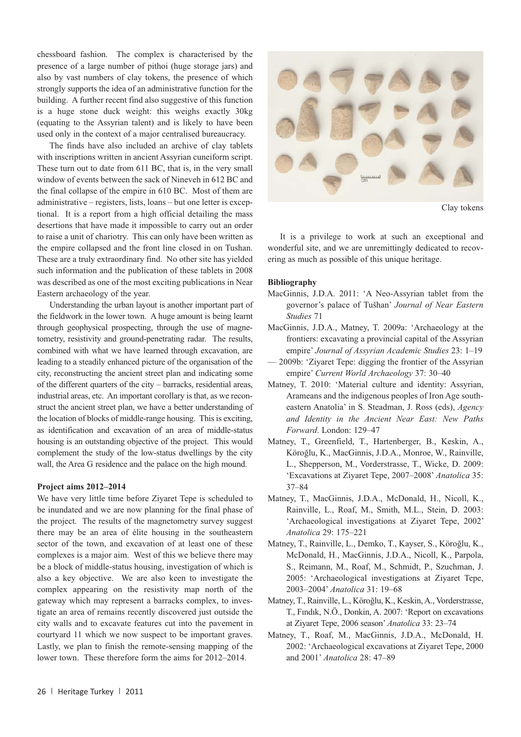chessboard fashion. The complex is characterised by the presence of a large number of pithoi (huge storage jars) and also by vast numbers of clay tokens, the presence of which strongly supports the idea of an administrative function for the building. A further recent find also suggestive of this function is a huge stone duck weight: this weighs exactly 30kg (equating to the Assyrian talent) and is likely to have been used only in the context of a major centralised bureaucracy.

The finds have also included an archive of clay tablets with inscriptions written in ancient Assyrian cuneiform script. These turn out to date from 611 BC, that is, in the very small window of events between the sack of Nineveh in 612 BC and the final collapse of the empire in 610 BC. Most of them are administrative – registers, lists, loans – but one letter is exceptional. It is a report from a high official detailing the mass desertions that have made it impossible to carry out an order to raise a unit of chariotry. This can only have been written as the empire collapsed and the front line closed in on Tushan. These are a truly extraordinary find. No other site has yielded such information and the publication of these tablets in 2008 was described as one of the most exciting publications in Near Eastern archaeology of the year.

Understanding the urban layout is another important part of the fieldwork in the lower town. A huge amount is being learnt through geophysical prospecting, through the use of magnetometry, resistivity and ground-penetrating radar. The results, combined with what we have learned through excavation, are leading to a steadily enhanced picture of the organisation of the city, reconstructing the ancient street plan and indicating some of the different quarters of the city – barracks, residential areas, industrial areas, etc. An important corollary is that, as we reconstruct the ancient street plan, we have a better understanding of the location of blocks of middle-range housing. This is exciting, as identification and excavation of an area of middle-status housing is an outstanding objective of the project. This would complement the study of the low-status dwellings by the city wall, the Area G residence and the palace on the high mound.

**Project aims 2012–2014**

We have very little time before Ziyaret Tepe is scheduled to be inundated and we are now planning for the final phase of the project. The results of the magnetometry survey suggest there may be an area of élite housing in the southeastern sector of the town, and excavation of at least one of these complexes is a major aim. West of this we believe there may be a block of middle-status housing, investigation of which is also a key objective. We are also keen to investigate the complex appearing on the resistivity map north of the gateway which may represent a barracks complex, to investigate an area of remains recently discovered just outside the city walls and to excavate features cut into the pavement in courtyard 11 which we now suspect to be important graves. Lastly, we plan to finish the remote-sensing mapping of the lower town. These therefore form the aims for 2012–2014.

Clay tokens

It is a privilege to work at such an exceptional and wonderful site, and we are unremittingly dedicated to recovering as much as possible of this unique heritage.

**Bibliography**

MacGinnis, J.D.A. 2011: 'A Neo-Assyrian tablet from the governor's palace of Tušhan' *Journal of Near Eastern Studies* 71

MacGinnis, J.D.A., Matney, T. 2009a: 'Archaeology at the frontiers: excavating a provincial capital of the Assyrian empire' *Journal of Assyrian Academic Studies* 23: 1–19

— 2009b: 'Ziyaret Tepe: digging the frontier of the Assyrian empire' *Current World Archaeology* 37: 30–40

Matney, T. 2010: 'Material culture and identity: Assyrian, Arameans and the indigenous peoples of Iron Age southeastern Anatolia' in S. Steadman, J. Ross (eds), *Agency and Identity in the Ancient Near East: New Paths Forward*. London: 129–47

Matney, T., Greenfield, T., Hartenberger, B., Keskin, A., Köroğlu, K., MacGinnis, J.D.A., Monroe, W., Rainville, L., Shepperson, M., Vorderstrasse, T., Wicke, D. 2009: 'Excavations at Ziyaret Tepe, 2007–2008' *Anatolica* 35: 37–84

Matney, T., MacGinnis, J.D.A., McDonald, H., Nicoll, K., Rainville, L., Roaf, M., Smith, M.L., Stein, D. 2003: 'Archaeological investigations at Ziyaret Tepe, 2002' *Anatolica* 29: 175–221

Matney, T., Rainville, L., Demko, T., Kayser, S., Köroğlu, K., McDonald, H., MacGinnis, J.D.A., Nicoll, K., Parpola, S., Reimann, M., Roaf, M., Schmidt, P., Szuchman, J. 2005: 'Archaeological investigations at Ziyaret Tepe, 2003–2004' *Anatolica* 31: 19–68

Matney, T., Rainville, L., Köroğlu, K., Keskin, A., Vorderstrasse, T., Fındık, N.Ö., Donkin, A. 2007: 'Report on excavations at Ziyaret Tepe, 2006 season' *Anatolica* 33: 23–74

Matney, T., Roaf, M., MacGinnis, J.D.A., McDonald, H. 2002: 'Archaeological excavations at Ziyaret Tepe, 2000 and 2001' *Anatolica* 28: 47–89